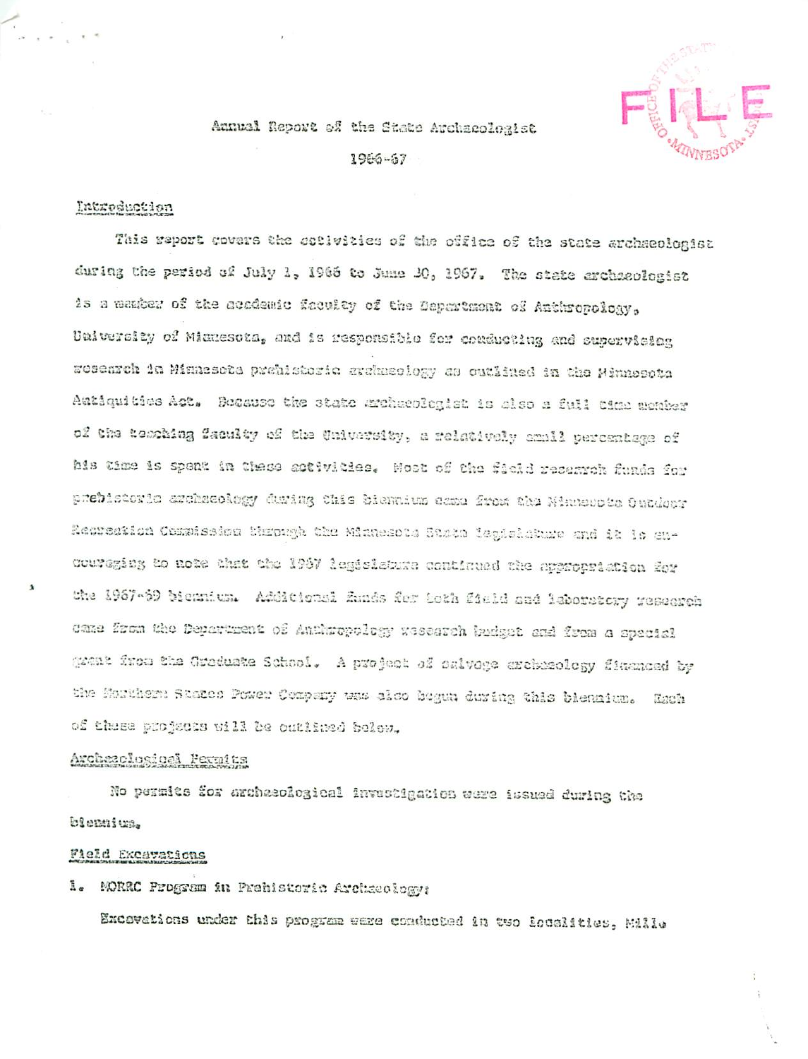Annual Report of the State Archaeologist

1966-67

Introduction

This report covers the activities of the office of the state archaeologist during the period of July 1, 1966 to June 30, 1967. The state archaeologist is a member of the academic faculty of the Department of Anthropology, University of Minnesota, and is responsible for conducting and supervising research in Minnesota prehistoric archaeology as outlined in the Minnesota Antiquities Act. Because the state archaeologist is also a full time member of the teaching faculty of the University, a relatively small percentage of his time is spent in these activities. Most of the field research funds for prehistoric archaeology during this biennium came from the Minnesota Outdoor Recreation Commission through the Minnesota State Legislature and it is encouraging to note that the 1967 legislature continued the appropriation for the 1967-69 biennium. Additional funds for both field and laboratory research came from the Department of Anthropology research budget and from a special grant from the Graduate School. A project of salvage archaeology financed by the Northern States Power Company was also begun during this biennium. Each of these projects will be outlined below.

Archaeological Permits

No permits for archaeological investigation were issued during the biennium.

Field Excavations

1. MORRC Program in Prehistoric Archaeology:

Excavations under this program were conducted in two localities, Mille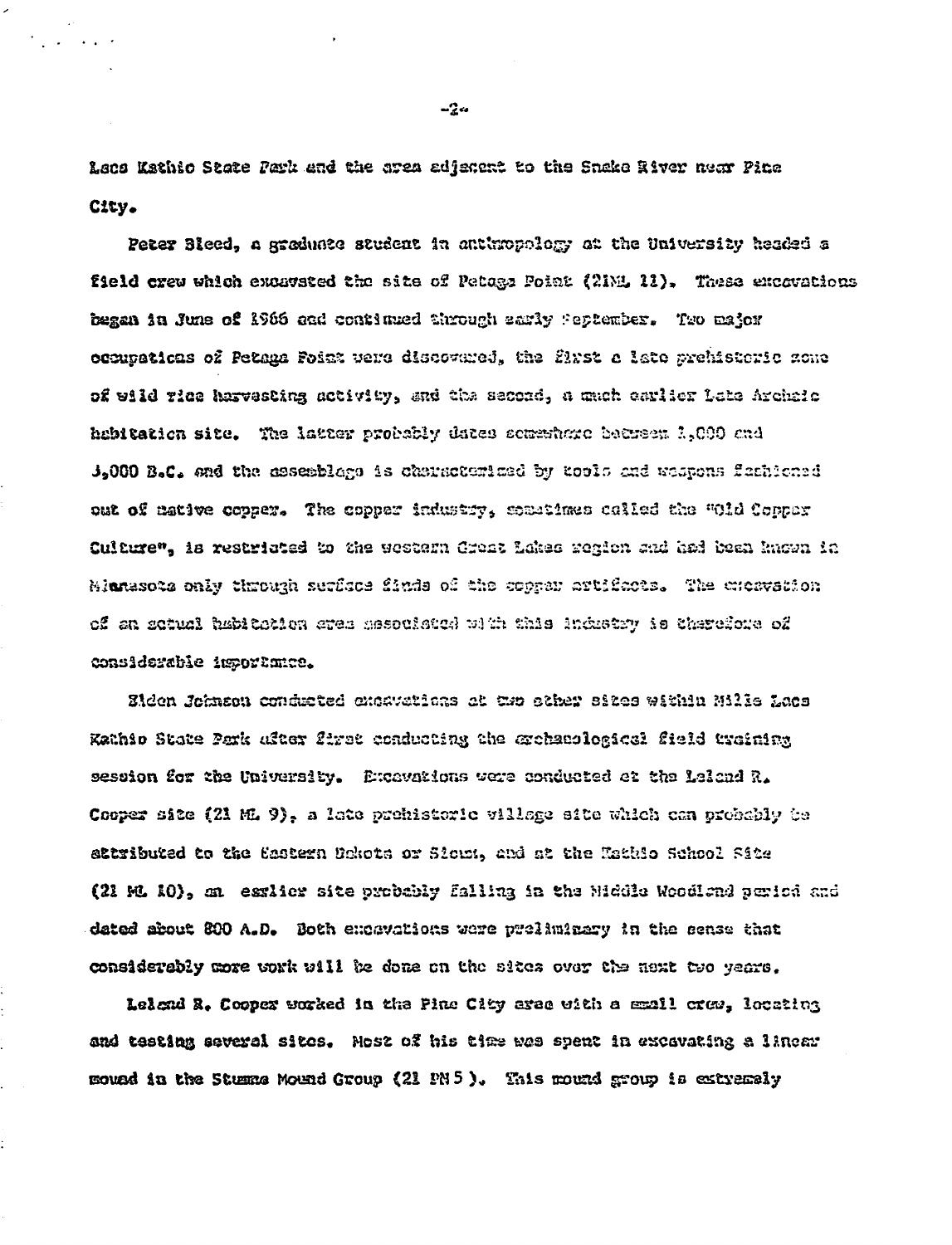Lacs Kathio State Park and the area adjacent to the Snake River near Pine City.

Peter Bleed, a graduate student in anthropology at the University headed a field crew which excavated the site of Petaga Point (21ML 11). These excavations began in June of 1966 and continued through early September. Two major occupations of Petaga Point were discovered, the first a late prehistoric zone of wild rice harvesting activity, and the second, a much earlier Late Archaic habitation site. The latter probably dates somewhere between 1,000 and 3,000 B.C. and the assemblage is characterized by tools and weapons fashioned out of native copper. The copper industry, sometimes called the "Old Copper Culture", is restricted to the western Great Lakes region and had been known in Minnesota only through surface finds of the copper artifacts. The excavation of an actual habitation area associated with this industry is therefore of considerable importance.

Elden Johnson conducted excavations at two other sites within Mille Lacs Kathio State Park after first conducting the archaeological field training session for the University. Excavations were conducted at the Leland R. Cooper site (21 ML 9), a late prehistoric village site which can probably be attributed to the Eastern Dakota or Sioux, and at the Kathio School Site (21 ML 10), an earlier site probably falling in the Middle Woodland period and dated about 800 A.D. Both excavations were preliminary in the sense that considerably more work will be done on the sites over the next two years.

Leland R. Cooper worked in the Pine City area with a small crew, locating and testing several sites. Most of his time was spent in excavating a linear mound in the Stumne Mound Group (21 PN 5). This mound group is extremely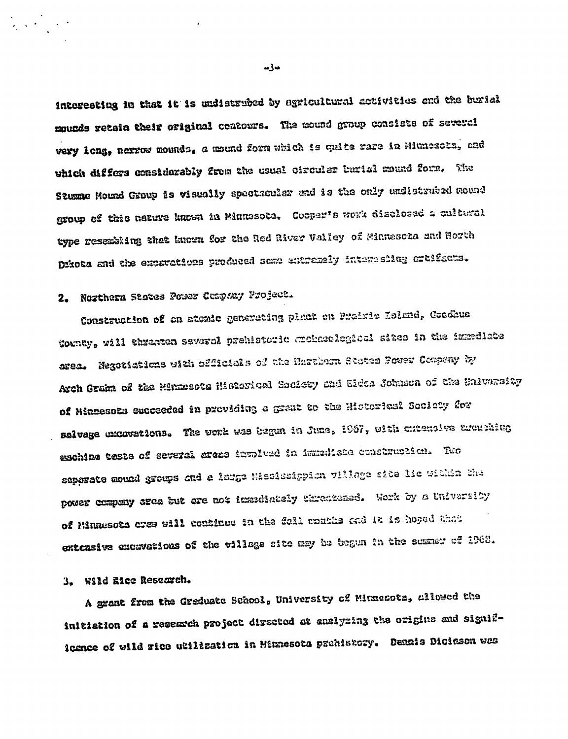interesting in that it is undistrubed by agricultural activities and the burial mounds retain their original contours. The mound group consists of several very long, narrow mounds, a mound form which is quite rare in Minnesota, and which differs considerably from the usual circular burial mound form. The Stumme Mound Group is visually spectacular and is the only undistrubed mound group of this nature known in Minnesota. Cooper's work disclosed a cultural type resembling that known for the Red River Valley of Minnesota and North Dakota and the excavations produced some extremely interesting artifacts.

2. Northern States Power Company Project.

Construction of an atomic generating plant on Prairie Island, Goodhue County, will threaten several prehistoric archaeological sites in the immediate area. Negotiations with officials of the Northern States Power Company by Arch Grahm of the Minnesota Historical Society and Elden Johnson of the University of Minnesota succeeded in providing a grant to the Historical Society for salvage excavations. The work was begun in June, 1967, with extensive trenching machine tests of several areas involved in immediate construction. Two separate mound groups and a large Mississippian village site lie within the power company area but are not immediately threatened. Work by a University of Minnesota crew will continue in the fall months and it is hoped that extensive excavations of the village site may be begun in the summer of 1968.

3. Wild Rice Research.

A grant from the Graduate School, University of Minnesota, allowed the initiation of a research project directed at analyzing the origins and significance of wild rice utilization in Minnesota prehistory. Dennis Dickson was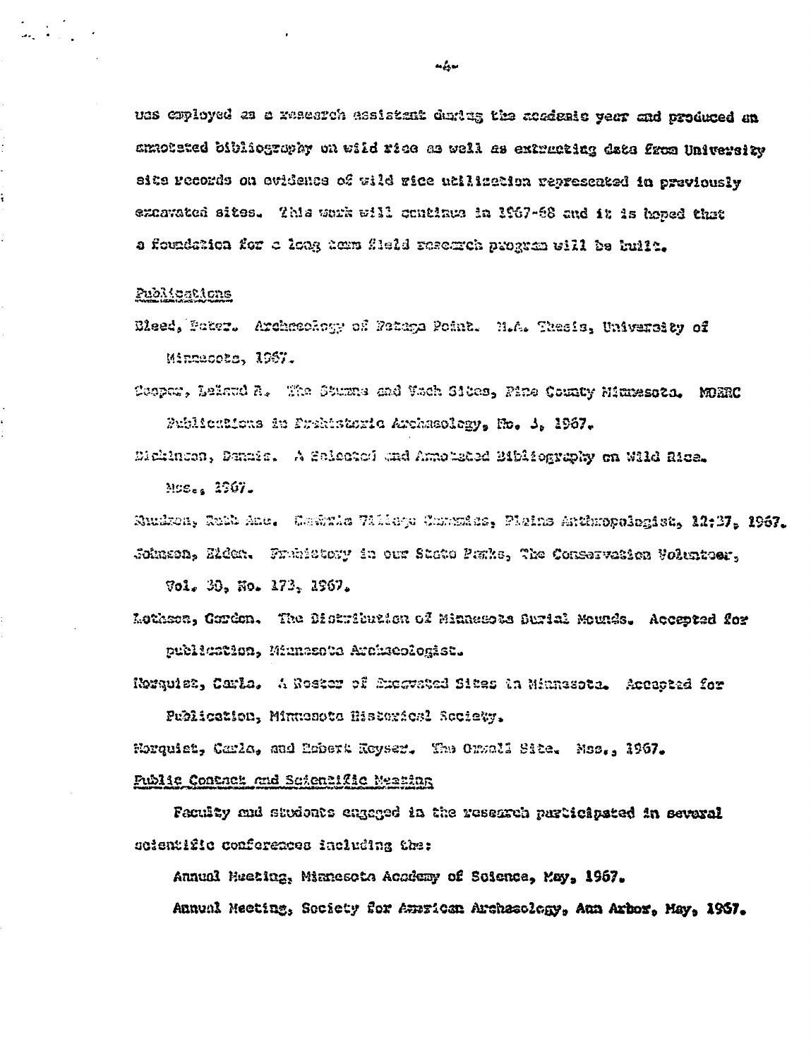was employed as a research assistant during the academic year and produced an annotated bibliography on wild rice as well as extracting data from University site records on evidence of wild rice utilization represented in previously excavated sites. This work will continue in 1967-68 and it is hoped that a foundation for a long term field research program will be built.

Publications

Bleed, Peter. Archaeology of Petaga Point. M.A. Thesis, University of Minnesota, 1967.

Cooper, Leland R. The Stumne and Vach Sites, Pine County Minnesota. MOHRC Publications in Prehistoric Archaeology, No. 1, 1967.

Dickinson, Dennis. A Selected and Annotated Bibliography on Wild Rice. Mss., 1967.

Knudson, Ruth Ann. Cambria Village Ceramics, Plains Anthropologist, 12:37, 1967.

Johnson, Elden. Prehistory in our State Parks, The Conservation Volunteer, Vol. 30, No. 173, 1967.

Lothson, Gordon. The Distribution of Minnesota Burial Mounds. Accepted for publication, Minnesota Archaeologist.

Norquist, Carla. A Roster of Excavated Sites in Minnesota. Accepted for Publication, Minnesota Historical Society.

Norquist, Carla, and Robert Keyser. The Orwell Site. Mss., 1967.

Public Contact and Scientific Meeting

Faculty and students engaged in the research participated in several scientific conferences including the:

Annual Meeting, Minnesota Academy of Science, May, 1967.

Annual Meeting, Society for American Archaeology, Ann Arbor, May, 1967.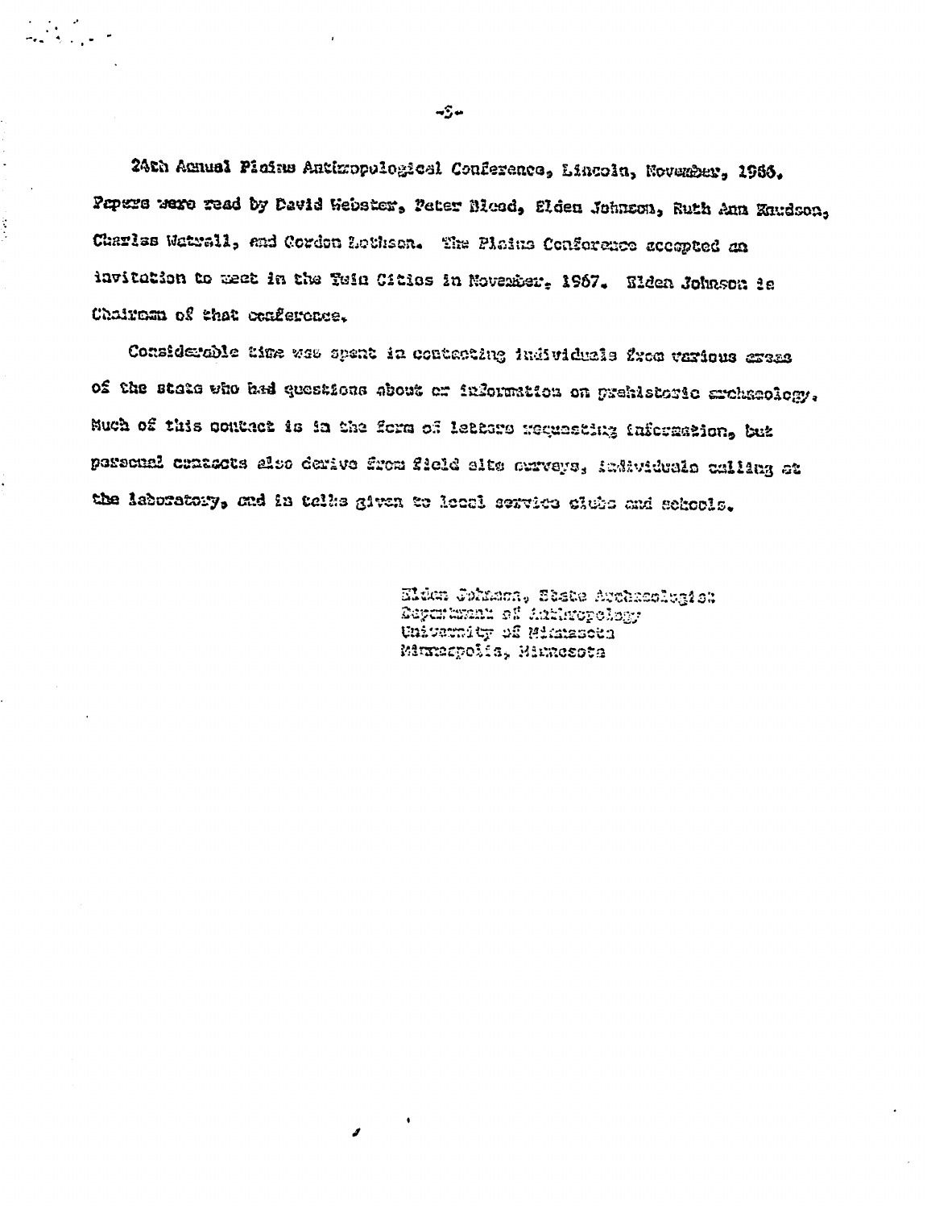24th Annual Plains Anthropological Conference, Lincoln, November, 1966. Papers were read by David Webster, Peter Bleed, Elden Johnson, Ruth Ann Knudson, Charles Watrall, and Gordon Lothson. The Plains Conference accepted an invitation to meet in the Twin Cities in November, 1967. Elden Johnson is Chairman of that conference.

Considerable time was spent in contacting individuals from various areas of the state who had questions about or information on prehistoric archaeology. Much of this contact is in the form of letters requesting information, but personal contacts also derive from field site surveys, individuals calling at the laboratory, and in talks given to local service clubs and schools.

Elden Johnson, State Archaeologist
Department of Anthropology
University of Minnesota
Minneapolis, Minnesota